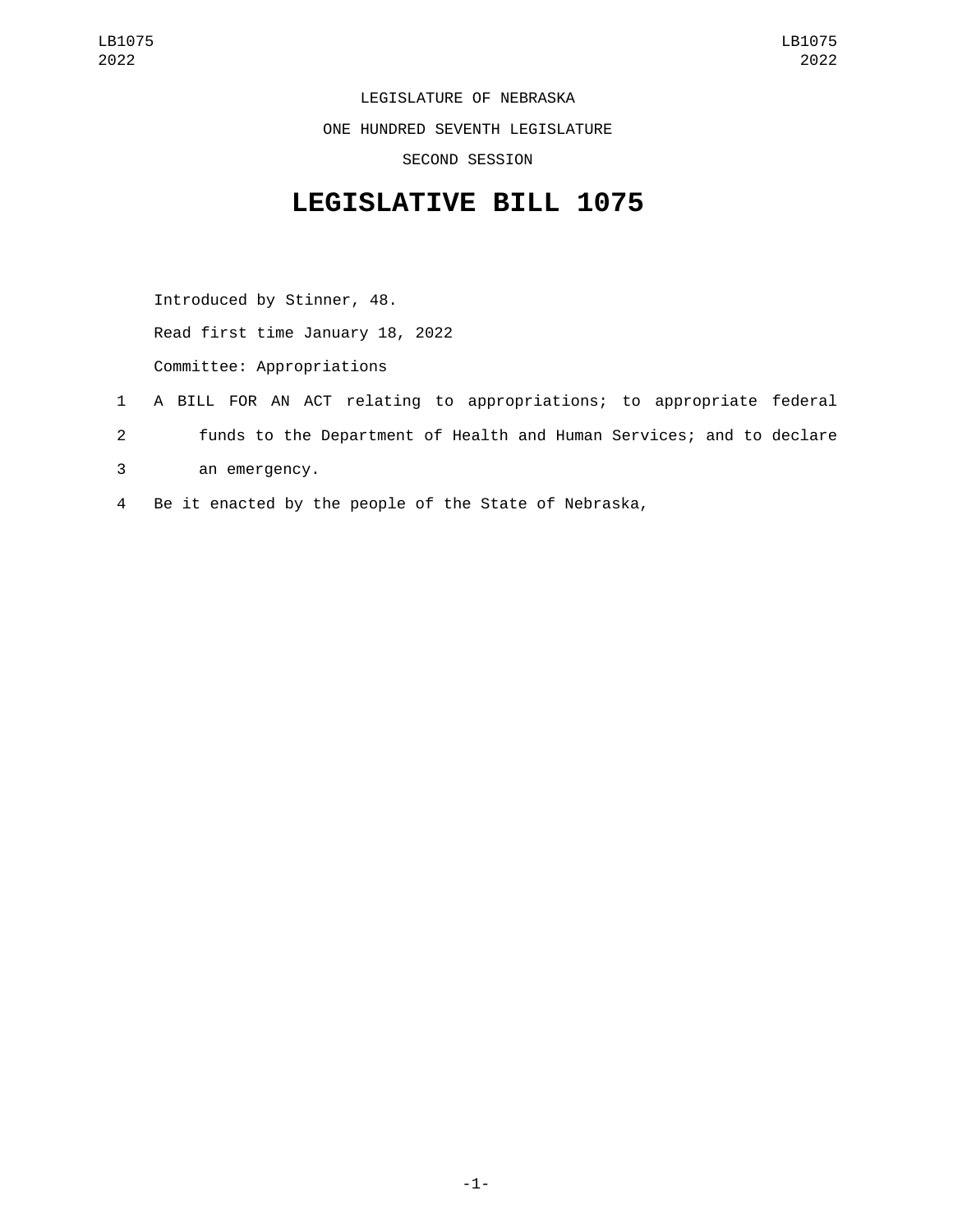LEGISLATURE OF NEBRASKA

ONE HUNDRED SEVENTH LEGISLATURE

SECOND SESSION

# LEGISLATIVE BILL 1075

Introduced by Stinner, 48.

Read first time January 18, 2022

Committee: Appropriations

1 A BILL FOR AN ACT relating to appropriations; to appropriate federal
2 funds to the Department of Health and Human Services; and to declare
3 an emergency.

4 Be it enacted by the people of the State of Nebraska,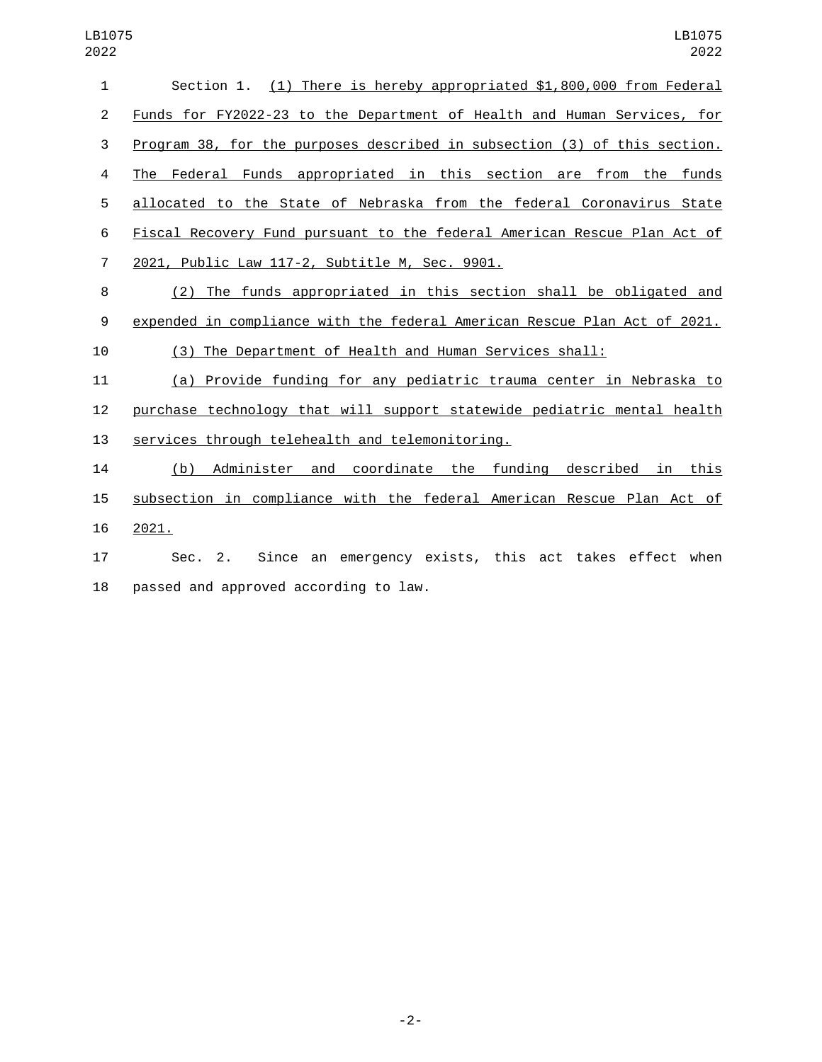Section 1. (1) There is hereby appropriated $1,800,000 from Federal Funds for FY2022-23 to the Department of Health and Human Services, for Program 38, for the purposes described in subsection (3) of this section. The Federal Funds appropriated in this section are from the funds allocated to the State of Nebraska from the federal Coronavirus State Fiscal Recovery Fund pursuant to the federal American Rescue Plan Act of 2021, Public Law 117-2, Subtitle M, Sec. 9901.

(2) The funds appropriated in this section shall be obligated and expended in compliance with the federal American Rescue Plan Act of 2021.

(3) The Department of Health and Human Services shall:

(a) Provide funding for any pediatric trauma center in Nebraska to purchase technology that will support statewide pediatric mental health services through telehealth and telemonitoring.

(b) Administer and coordinate the funding described in this subsection in compliance with the federal American Rescue Plan Act of 2021.

Sec. 2. Since an emergency exists, this act takes effect when passed and approved according to law.